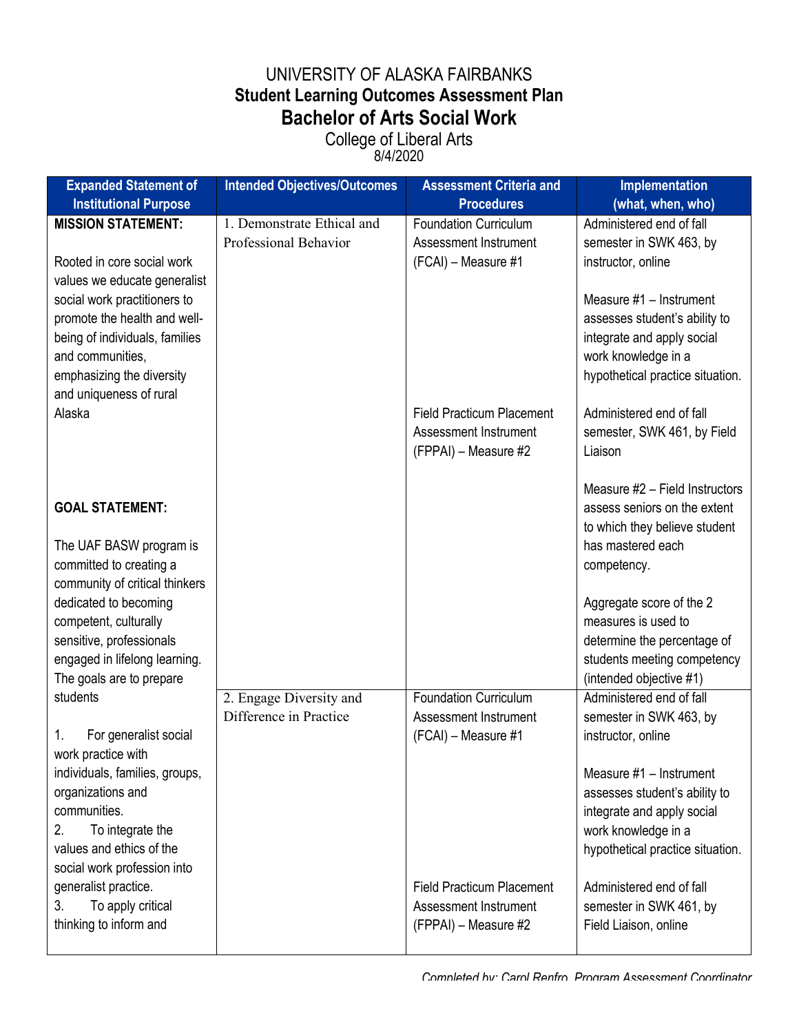# UNIVERSITY OF ALASKA FAIRBANKS
## Student Learning Outcomes Assessment Plan
## Bachelor of Arts Social Work
College of Liberal Arts
8/4/2020

| Expanded Statement of Institutional Purpose | Intended Objectives/Outcomes | Assessment Criteria and Procedures | Implementation (what, when, who) |
|---|---|---|---|
| **MISSION STATEMENT:**<br><br>Rooted in core social work values we educate generalist social work practitioners to promote the health and well-being of individuals, families and communities, emphasizing the diversity and uniqueness of rural Alaska<br><br>**GOAL STATEMENT:**<br><br>The UAF BASW program is committed to creating a community of critical thinkers dedicated to becoming competent, culturally sensitive, professionals engaged in lifelong learning. The goals are to prepare students | 1. Demonstrate Ethical and Professional Behavior | Foundation Curriculum Assessment Instrument (FCAI) – Measure #1<br><br>Field Practicum Placement Assessment Instrument (FPPAI) – Measure #2 | Administered end of fall semester in SWK 463, by instructor, online<br><br>Measure #1 – Instrument assesses student's ability to integrate and apply social work knowledge in a hypothetical practice situation.<br><br>Administered end of fall semester, SWK 461, by Field Liaison<br><br>Measure #2 – Field Instructors assess seniors on the extent to which they believe student has mastered each competency.<br><br>Aggregate score of the 2 measures is used to determine the percentage of students meeting competency (intended objective #1) |
| 1. For generalist social work practice with individuals, families, groups, organizations and communities.<br>2. To integrate the values and ethics of the social work profession into generalist practice.<br>3. To apply critical thinking to inform and | 2. Engage Diversity and Difference in Practice | Foundation Curriculum Assessment Instrument (FCAI) – Measure #1<br><br>Field Practicum Placement Assessment Instrument (FPPAI) – Measure #2 | Administered end of fall semester in SWK 463, by instructor, online<br><br>Measure #1 – Instrument assesses student's ability to integrate and apply social work knowledge in a hypothetical practice situation.<br><br>Administered end of fall semester in SWK 461, by Field Liaison, online |

*Completed by: Carol Renfro, Program Assessment Coordinator*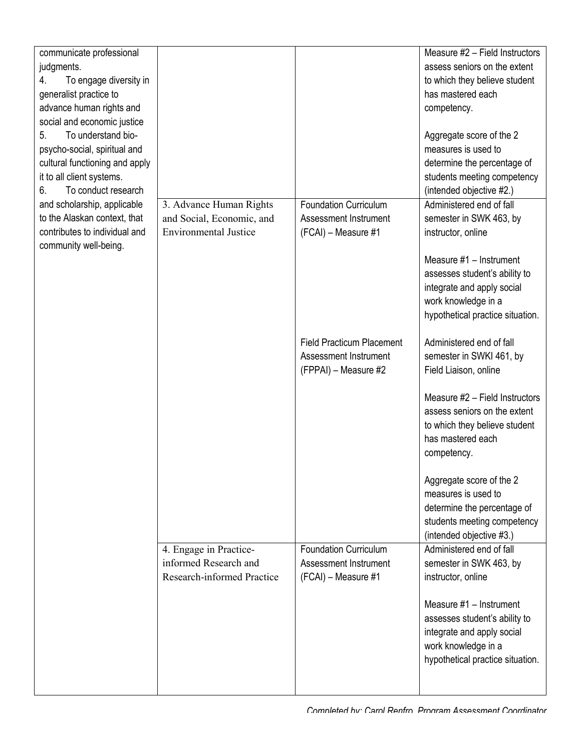| | | | |
|---|---|---|---|
| communicate professional judgments.<br>4. To engage diversity in generalist practice to advance human rights and social and economic justice<br>5. To understand bio-psycho-social, spiritual and cultural functioning and apply it to all client systems.<br>6. To conduct research and scholarship, applicable to the Alaskan context, that contributes to individual and community well-being. | | | Measure #2 – Field Instructors assess seniors on the extent to which they believe student has mastered each competency.<br><br>Aggregate score of the 2 measures is used to determine the percentage of students meeting competency (intended objective #2.) |
| | 3. Advance Human Rights and Social, Economic, and Environmental Justice | Foundation Curriculum Assessment Instrument (FCAI) – Measure #1 | Administered end of fall semester in SWK 463, by instructor, online<br><br>Measure #1 – Instrument assesses student's ability to integrate and apply social work knowledge in a hypothetical practice situation. |
| | | Field Practicum Placement Assessment Instrument (FPPAI) – Measure #2 | Administered end of fall semester in SWKI 461, by Field Liaison, online<br><br>Measure #2 – Field Instructors assess seniors on the extent to which they believe student has mastered each competency.<br><br>Aggregate score of the 2 measures is used to determine the percentage of students meeting competency (intended objective #3.) |
| | 4. Engage in Practice-informed Research and Research-informed Practice | Foundation Curriculum Assessment Instrument (FCAI) – Measure #1 | Administered end of fall semester in SWK 463, by instructor, online<br><br>Measure #1 – Instrument assesses student's ability to integrate and apply social work knowledge in a hypothetical practice situation. |

*Completed by: Carol Renfro, Program Assessment Coordinator*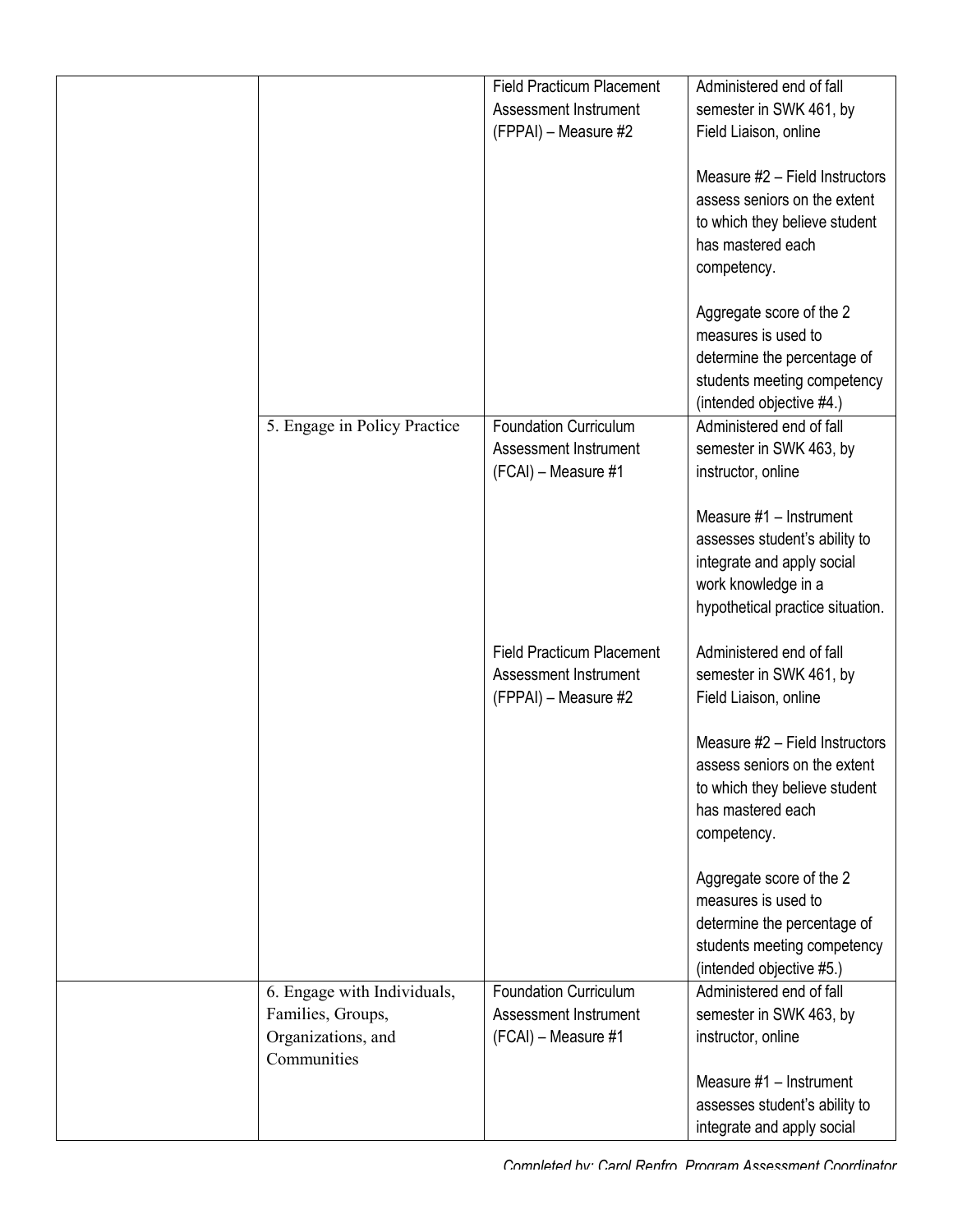| | | | |
|---|---|---|---|
| | | Field Practicum Placement Assessment Instrument (FPPAI) – Measure #2 | Administered end of fall semester in SWK 461, by Field Liaison, online<br><br>Measure #2 – Field Instructors assess seniors on the extent to which they believe student has mastered each competency.<br><br>Aggregate score of the 2 measures is used to determine the percentage of students meeting competency (intended objective #4.) |
| | 5. Engage in Policy Practice | Foundation Curriculum Assessment Instrument (FCAI) – Measure #1 | Administered end of fall semester in SWK 463, by instructor, online<br><br>Measure #1 – Instrument assesses student's ability to integrate and apply social work knowledge in a hypothetical practice situation. |
| | | Field Practicum Placement Assessment Instrument (FPPAI) – Measure #2 | Administered end of fall semester in SWK 461, by Field Liaison, online<br><br>Measure #2 – Field Instructors assess seniors on the extent to which they believe student has mastered each competency.<br><br>Aggregate score of the 2 measures is used to determine the percentage of students meeting competency (intended objective #5.) |
| | 6. Engage with Individuals, Families, Groups, Organizations, and Communities | Foundation Curriculum Assessment Instrument (FCAI) – Measure #1 | Administered end of fall semester in SWK 463, by instructor, online<br><br>Measure #1 – Instrument assesses student's ability to integrate and apply social |

*Completed by: Carol Renfro, Program Assessment Coordinator*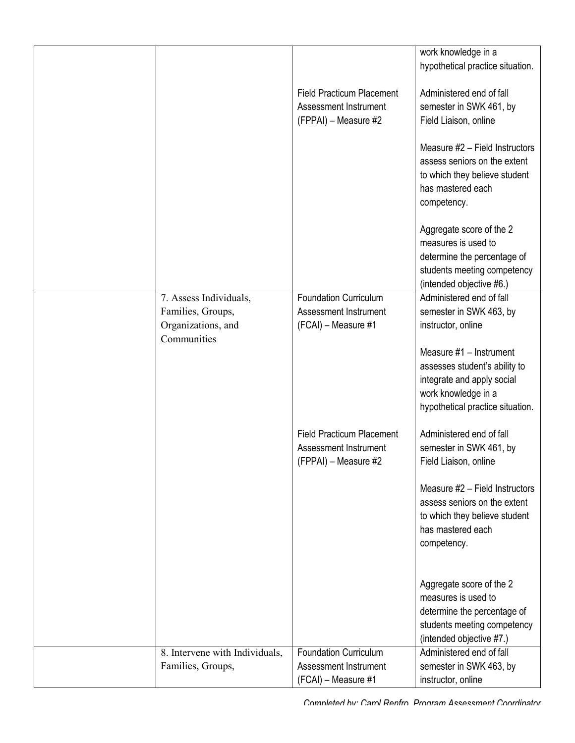| | | | |
|---|---|---|---|
| | | | work knowledge in a hypothetical practice situation. |
| | | Field Practicum Placement Assessment Instrument (FPPAI) – Measure #2 | Administered end of fall semester in SWK 461, by Field Liaison, online<br><br>Measure #2 – Field Instructors assess seniors on the extent to which they believe student has mastered each competency.<br><br>Aggregate score of the 2 measures is used to determine the percentage of students meeting competency (intended objective #6.) |
| | 7. Assess Individuals, Families, Groups, Organizations, and Communities | Foundation Curriculum Assessment Instrument (FCAI) – Measure #1 | Administered end of fall semester in SWK 463, by instructor, online<br><br>Measure #1 – Instrument assesses student's ability to integrate and apply social work knowledge in a hypothetical practice situation. |
| | | Field Practicum Placement Assessment Instrument (FPPAI) – Measure #2 | Administered end of fall semester in SWK 461, by Field Liaison, online<br><br>Measure #2 – Field Instructors assess seniors on the extent to which they believe student has mastered each competency.<br><br>Aggregate score of the 2 measures is used to determine the percentage of students meeting competency (intended objective #7.) |
| | 8. Intervene with Individuals, Families, Groups, | Foundation Curriculum Assessment Instrument (FCAI) – Measure #1 | Administered end of fall semester in SWK 463, by instructor, online |

*Completed by: Carol Renfro, Program Assessment Coordinator*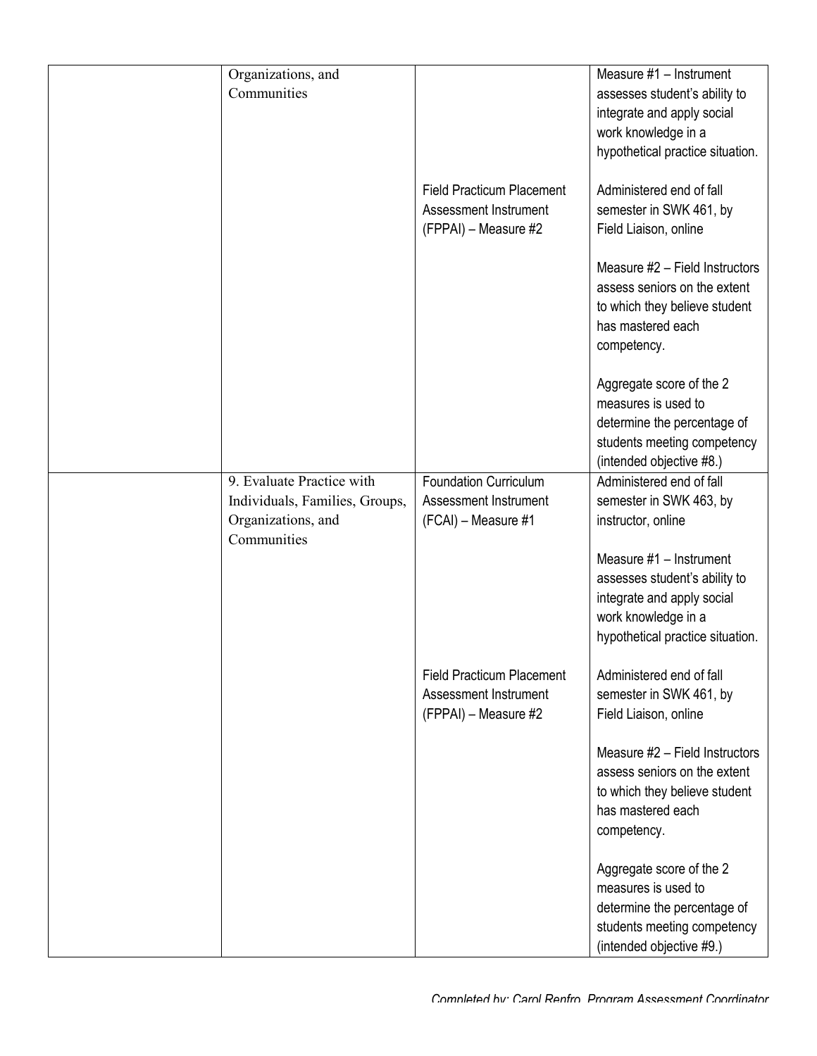| | | | |
|---|---|---|---|
| | Organizations, and Communities | | Measure #1 – Instrument assesses student's ability to integrate and apply social work knowledge in a hypothetical practice situation. |
| | | Field Practicum Placement Assessment Instrument (FPPAI) – Measure #2 | Administered end of fall semester in SWK 461, by Field Liaison, online<br><br>Measure #2 – Field Instructors assess seniors on the extent to which they believe student has mastered each competency.<br><br>Aggregate score of the 2 measures is used to determine the percentage of students meeting competency (intended objective #8.) |
| | 9. Evaluate Practice with Individuals, Families, Groups, Organizations, and Communities | Foundation Curriculum Assessment Instrument (FCAI) – Measure #1 | Administered end of fall semester in SWK 463, by instructor, online<br><br>Measure #1 – Instrument assesses student's ability to integrate and apply social work knowledge in a hypothetical practice situation. |
| | | Field Practicum Placement Assessment Instrument (FPPAI) – Measure #2 | Administered end of fall semester in SWK 461, by Field Liaison, online<br><br>Measure #2 – Field Instructors assess seniors on the extent to which they believe student has mastered each competency.<br><br>Aggregate score of the 2 measures is used to determine the percentage of students meeting competency (intended objective #9.) |

*Completed by: Carol Renfro, Program Assessment Coordinator*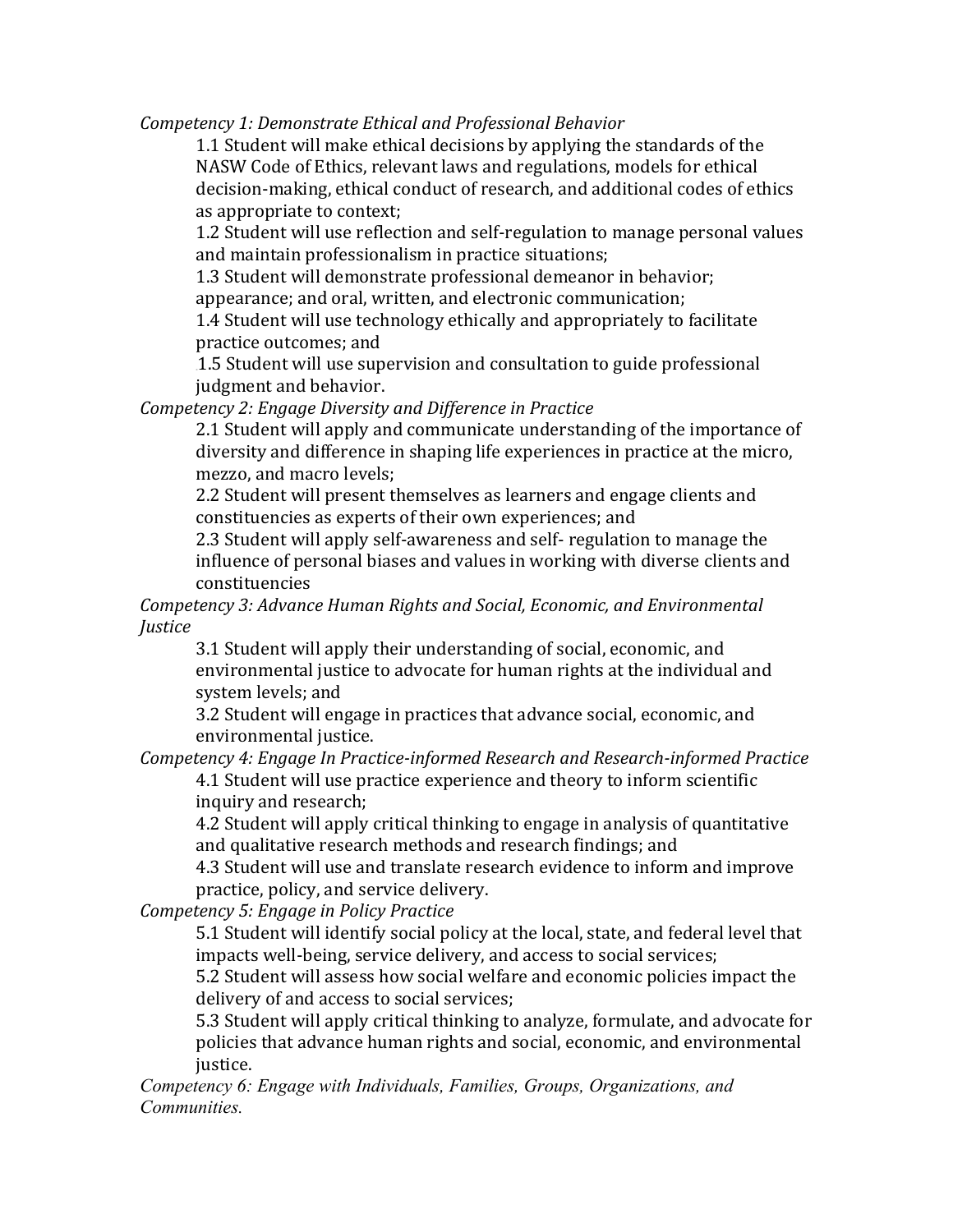*Competency 1: Demonstrate Ethical and Professional Behavior*

1.1 Student will make ethical decisions by applying the standards of the NASW Code of Ethics, relevant laws and regulations, models for ethical decision-making, ethical conduct of research, and additional codes of ethics as appropriate to context;

1.2 Student will use reflection and self-regulation to manage personal values and maintain professionalism in practice situations;

1.3 Student will demonstrate professional demeanor in behavior; appearance; and oral, written, and electronic communication;

1.4 Student will use technology ethically and appropriately to facilitate practice outcomes; and

1.5 Student will use supervision and consultation to guide professional judgment and behavior.

*Competency 2: Engage Diversity and Difference in Practice*

2.1 Student will apply and communicate understanding of the importance of diversity and difference in shaping life experiences in practice at the micro, mezzo, and macro levels;

2.2 Student will present themselves as learners and engage clients and constituencies as experts of their own experiences; and

2.3 Student will apply self-awareness and self- regulation to manage the influence of personal biases and values in working with diverse clients and constituencies

*Competency 3: Advance Human Rights and Social, Economic, and Environmental Justice*

3.1 Student will apply their understanding of social, economic, and environmental justice to advocate for human rights at the individual and system levels; and

3.2 Student will engage in practices that advance social, economic, and environmental justice.

*Competency 4: Engage In Practice-informed Research and Research-informed Practice*

4.1 Student will use practice experience and theory to inform scientific inquiry and research;

4.2 Student will apply critical thinking to engage in analysis of quantitative and qualitative research methods and research findings; and

4.3 Student will use and translate research evidence to inform and improve practice, policy, and service delivery.

*Competency 5: Engage in Policy Practice*

5.1 Student will identify social policy at the local, state, and federal level that impacts well-being, service delivery, and access to social services;

5.2 Student will assess how social welfare and economic policies impact the delivery of and access to social services;

5.3 Student will apply critical thinking to analyze, formulate, and advocate for policies that advance human rights and social, economic, and environmental justice.

*Competency 6: Engage with Individuals, Families, Groups, Organizations, and Communities.*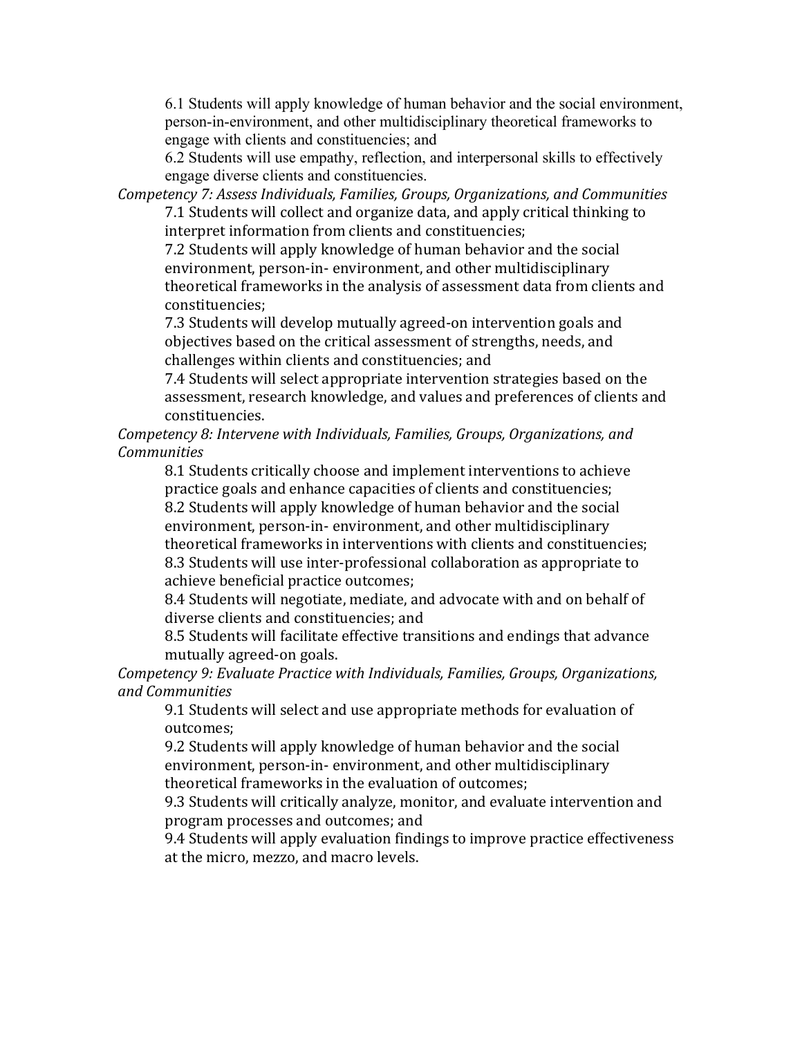6.1 Students will apply knowledge of human behavior and the social environment, person-in-environment, and other multidisciplinary theoretical frameworks to engage with clients and constituencies; and

6.2 Students will use empathy, reflection, and interpersonal skills to effectively engage diverse clients and constituencies.

*Competency 7: Assess Individuals, Families, Groups, Organizations, and Communities*

7.1 Students will collect and organize data, and apply critical thinking to interpret information from clients and constituencies;

7.2 Students will apply knowledge of human behavior and the social environment, person-in- environment, and other multidisciplinary theoretical frameworks in the analysis of assessment data from clients and constituencies;

7.3 Students will develop mutually agreed-on intervention goals and objectives based on the critical assessment of strengths, needs, and challenges within clients and constituencies; and

7.4 Students will select appropriate intervention strategies based on the assessment, research knowledge, and values and preferences of clients and constituencies.

*Competency 8: Intervene with Individuals, Families, Groups, Organizations, and Communities*

8.1 Students critically choose and implement interventions to achieve practice goals and enhance capacities of clients and constituencies;

8.2 Students will apply knowledge of human behavior and the social environment, person-in- environment, and other multidisciplinary theoretical frameworks in interventions with clients and constituencies;

8.3 Students will use inter-professional collaboration as appropriate to achieve beneficial practice outcomes;

8.4 Students will negotiate, mediate, and advocate with and on behalf of diverse clients and constituencies; and

8.5 Students will facilitate effective transitions and endings that advance mutually agreed-on goals.

*Competency 9: Evaluate Practice with Individuals, Families, Groups, Organizations, and Communities*

9.1 Students will select and use appropriate methods for evaluation of outcomes;

9.2 Students will apply knowledge of human behavior and the social environment, person-in- environment, and other multidisciplinary theoretical frameworks in the evaluation of outcomes;

9.3 Students will critically analyze, monitor, and evaluate intervention and program processes and outcomes; and

9.4 Students will apply evaluation findings to improve practice effectiveness at the micro, mezzo, and macro levels.